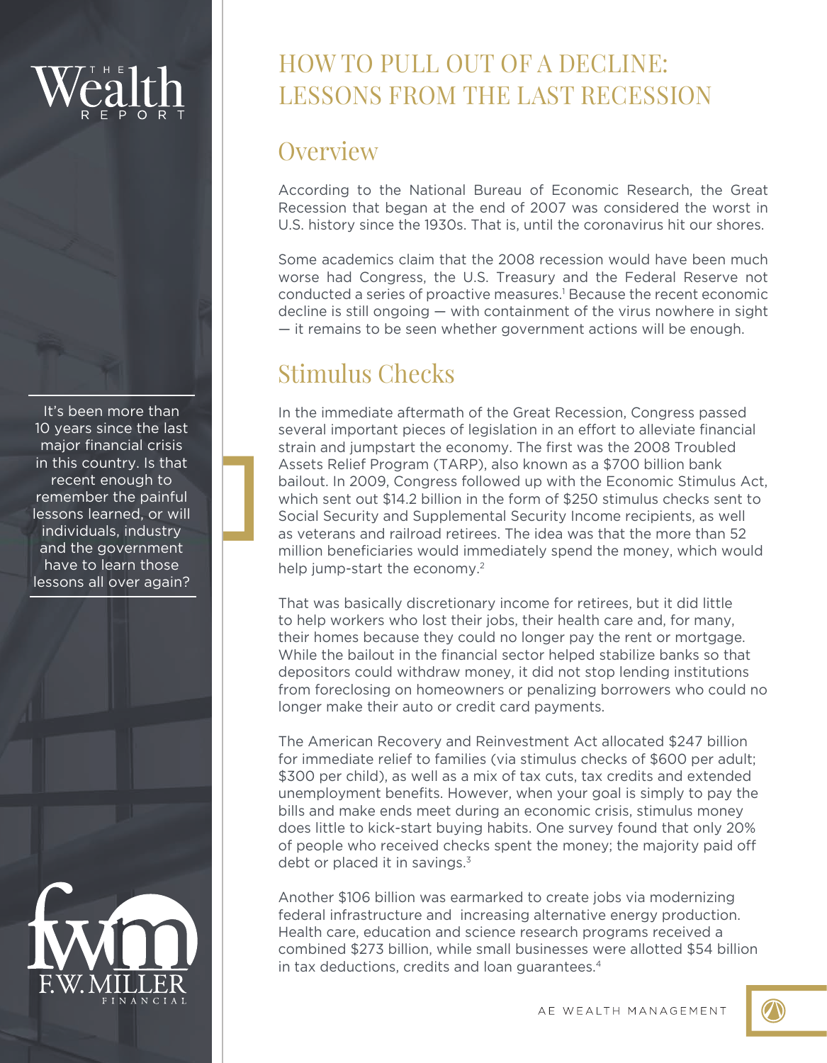# HOW TO PULL OUT OF A DECLINE: LESSONS FROM THE LAST RECESSION

It's been more than 10 years since the last major financial crisis in this country. Is that recent enough to remember the painful lessons learned, or will individuals, industry and the government have to learn those lessons all over again?

## Overview

According to the National Bureau of Economic Research, the Great Recession that began at the end of 2007 was considered the worst in U.S. history since the 1930s. That is, until the coronavirus hit our shores.

Some academics claim that the 2008 recession would have been much worse had Congress, the U.S. Treasury and the Federal Reserve not conducted a series of proactive measures.[1] Because the recent economic decline is still ongoing — with containment of the virus nowhere in sight — it remains to be seen whether government actions will be enough.

## Stimulus Checks

In the immediate aftermath of the Great Recession, Congress passed several important pieces of legislation in an effort to alleviate financial strain and jumpstart the economy. The first was the 2008 Troubled Assets Relief Program (TARP), also known as a $700 billion bank bailout. In 2009, Congress followed up with the Economic Stimulus Act, which sent out $14.2 billion in the form of $250 stimulus checks sent to Social Security and Supplemental Security Income recipients, as well as veterans and railroad retirees. The idea was that the more than 52 million beneficiaries would immediately spend the money, which would help jump-start the economy.[2]

That was basically discretionary income for retirees, but it did little to help workers who lost their jobs, their health care and, for many, their homes because they could no longer pay the rent or mortgage. While the bailout in the financial sector helped stabilize banks so that depositors could withdraw money, it did not stop lending institutions from foreclosing on homeowners or penalizing borrowers who could no longer make their auto or credit card payments.

The American Recovery and Reinvestment Act allocated $247 billion for immediate relief to families (via stimulus checks of $600 per adult; $300 per child), as well as a mix of tax cuts, tax credits and extended unemployment benefits. However, when your goal is simply to pay the bills and make ends meet during an economic crisis, stimulus money does little to kick-start buying habits. One survey found that only 20% of people who received checks spent the money; the majority paid off debt or placed it in savings.[3]

Another $106 billion was earmarked to create jobs via modernizing federal infrastructure and increasing alternative energy production. Health care, education and science research programs received a combined $273 billion, while small businesses were allotted $54 billion in tax deductions, credits and loan guarantees.[4]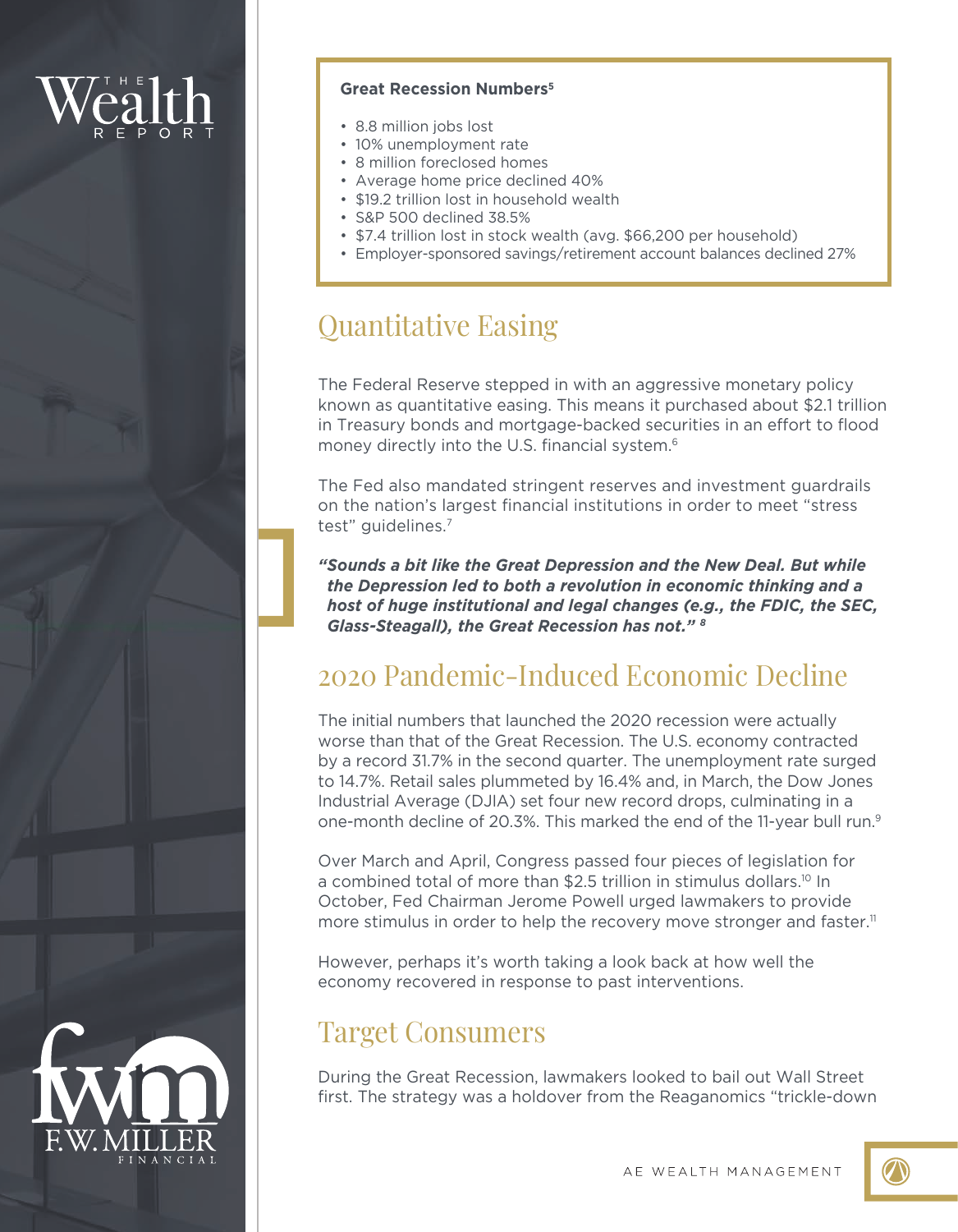**Great Recession Numbers**[5]

- 8.8 million jobs lost
- 10% unemployment rate
- 8 million foreclosed homes
- Average home price declined 40%
- $19.2 trillion lost in household wealth
- S&P 500 declined 38.5%
- $7.4 trillion lost in stock wealth (avg. $66,200 per household)
- Employer-sponsored savings/retirement account balances declined 27%

## Quantitative Easing

The Federal Reserve stepped in with an aggressive monetary policy known as quantitative easing. This means it purchased about $2.1 trillion in Treasury bonds and mortgage-backed securities in an effort to flood money directly into the U.S. financial system.[6]

The Fed also mandated stringent reserves and investment guardrails on the nation's largest financial institutions in order to meet "stress test" guidelines.[7]

***"Sounds a bit like the Great Depression and the New Deal. But while the Depression led to both a revolution in economic thinking and a host of huge institutional and legal changes (e.g., the FDIC, the SEC, Glass-Steagall), the Great Recession has not."*** [8]

## 2020 Pandemic-Induced Economic Decline

The initial numbers that launched the 2020 recession were actually worse than that of the Great Recession. The U.S. economy contracted by a record 31.7% in the second quarter. The unemployment rate surged to 14.7%. Retail sales plummeted by 16.4% and, in March, the Dow Jones Industrial Average (DJIA) set four new record drops, culminating in a one-month decline of 20.3%. This marked the end of the 11-year bull run.[9]

Over March and April, Congress passed four pieces of legislation for a combined total of more than $2.5 trillion in stimulus dollars.[10] In October, Fed Chairman Jerome Powell urged lawmakers to provide more stimulus in order to help the recovery move stronger and faster.[11]

However, perhaps it's worth taking a look back at how well the economy recovered in response to past interventions.

## Target Consumers

During the Great Recession, lawmakers looked to bail out Wall Street first. The strategy was a holdover from the Reaganomics "trickle-down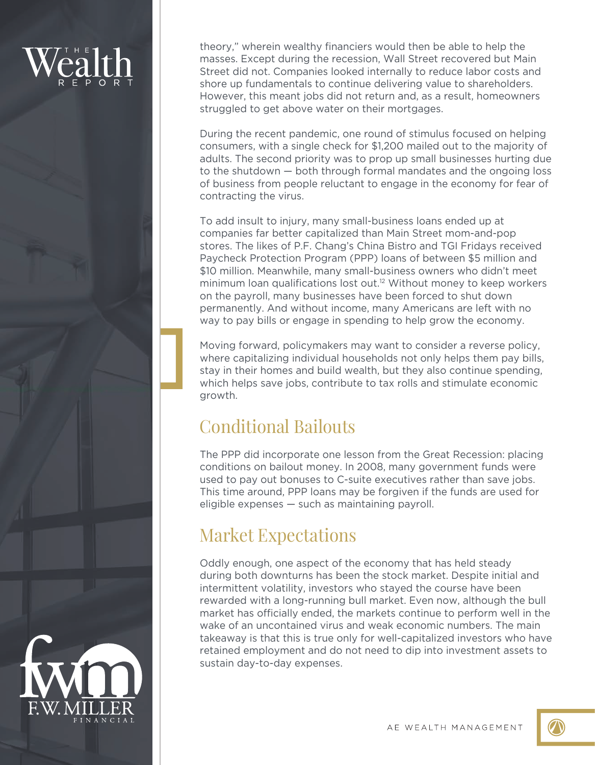theory," wherein wealthy financiers would then be able to help the masses. Except during the recession, Wall Street recovered but Main Street did not. Companies looked internally to reduce labor costs and shore up fundamentals to continue delivering value to shareholders. However, this meant jobs did not return and, as a result, homeowners struggled to get above water on their mortgages.

During the recent pandemic, one round of stimulus focused on helping consumers, with a single check for $1,200 mailed out to the majority of adults. The second priority was to prop up small businesses hurting due to the shutdown — both through formal mandates and the ongoing loss of business from people reluctant to engage in the economy for fear of contracting the virus.

To add insult to injury, many small-business loans ended up at companies far better capitalized than Main Street mom-and-pop stores. The likes of P.F. Chang's China Bistro and TGI Fridays received Paycheck Protection Program (PPP) loans of between $5 million and $10 million. Meanwhile, many small-business owners who didn't meet minimum loan qualifications lost out.[12] Without money to keep workers on the payroll, many businesses have been forced to shut down permanently. And without income, many Americans are left with no way to pay bills or engage in spending to help grow the economy.

Moving forward, policymakers may want to consider a reverse policy, where capitalizing individual households not only helps them pay bills, stay in their homes and build wealth, but they also continue spending, which helps save jobs, contribute to tax rolls and stimulate economic growth.

## Conditional Bailouts

The PPP did incorporate one lesson from the Great Recession: placing conditions on bailout money. In 2008, many government funds were used to pay out bonuses to C-suite executives rather than save jobs. This time around, PPP loans may be forgiven if the funds are used for eligible expenses — such as maintaining payroll.

## Market Expectations

Oddly enough, one aspect of the economy that has held steady during both downturns has been the stock market. Despite initial and intermittent volatility, investors who stayed the course have been rewarded with a long-running bull market. Even now, although the bull market has officially ended, the markets continue to perform well in the wake of an uncontained virus and weak economic numbers. The main takeaway is that this is true only for well-capitalized investors who have retained employment and do not need to dip into investment assets to sustain day-to-day expenses.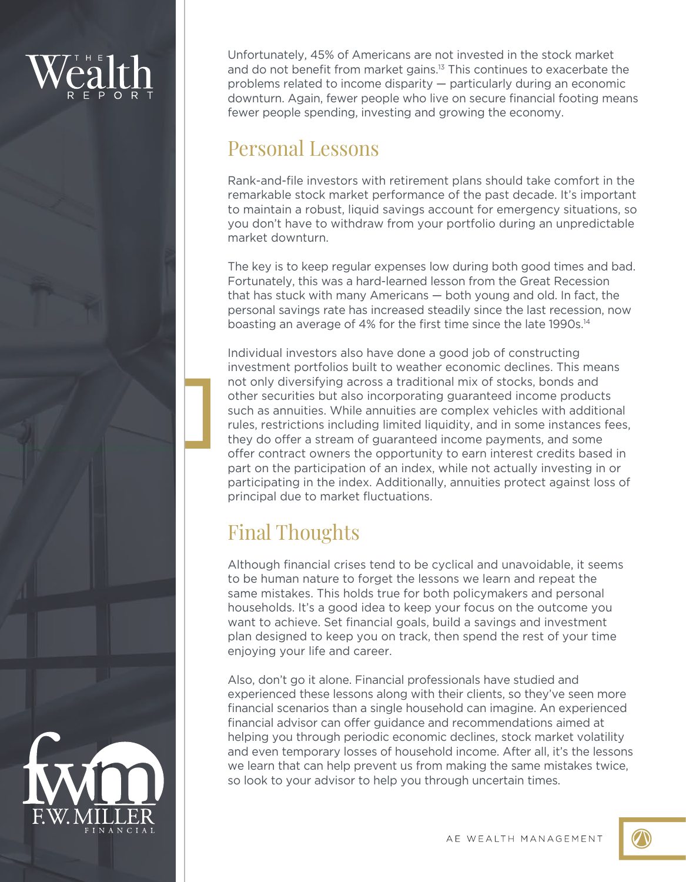Unfortunately, 45% of Americans are not invested in the stock market and do not benefit from market gains.[13] This continues to exacerbate the problems related to income disparity — particularly during an economic downturn. Again, fewer people who live on secure financial footing means fewer people spending, investing and growing the economy.

## Personal Lessons

Rank-and-file investors with retirement plans should take comfort in the remarkable stock market performance of the past decade. It's important to maintain a robust, liquid savings account for emergency situations, so you don't have to withdraw from your portfolio during an unpredictable market downturn.

The key is to keep regular expenses low during both good times and bad. Fortunately, this was a hard-learned lesson from the Great Recession that has stuck with many Americans — both young and old. In fact, the personal savings rate has increased steadily since the last recession, now boasting an average of 4% for the first time since the late 1990s.[14]

Individual investors also have done a good job of constructing investment portfolios built to weather economic declines. This means not only diversifying across a traditional mix of stocks, bonds and other securities but also incorporating guaranteed income products such as annuities. While annuities are complex vehicles with additional rules, restrictions including limited liquidity, and in some instances fees, they do offer a stream of guaranteed income payments, and some offer contract owners the opportunity to earn interest credits based in part on the participation of an index, while not actually investing in or participating in the index. Additionally, annuities protect against loss of principal due to market fluctuations.

## Final Thoughts

Although financial crises tend to be cyclical and unavoidable, it seems to be human nature to forget the lessons we learn and repeat the same mistakes. This holds true for both policymakers and personal households. It's a good idea to keep your focus on the outcome you want to achieve. Set financial goals, build a savings and investment plan designed to keep you on track, then spend the rest of your time enjoying your life and career.

Also, don't go it alone. Financial professionals have studied and experienced these lessons along with their clients, so they've seen more financial scenarios than a single household can imagine. An experienced financial advisor can offer guidance and recommendations aimed at helping you through periodic economic declines, stock market volatility and even temporary losses of household income. After all, it's the lessons we learn that can help prevent us from making the same mistakes twice, so look to your advisor to help you through uncertain times.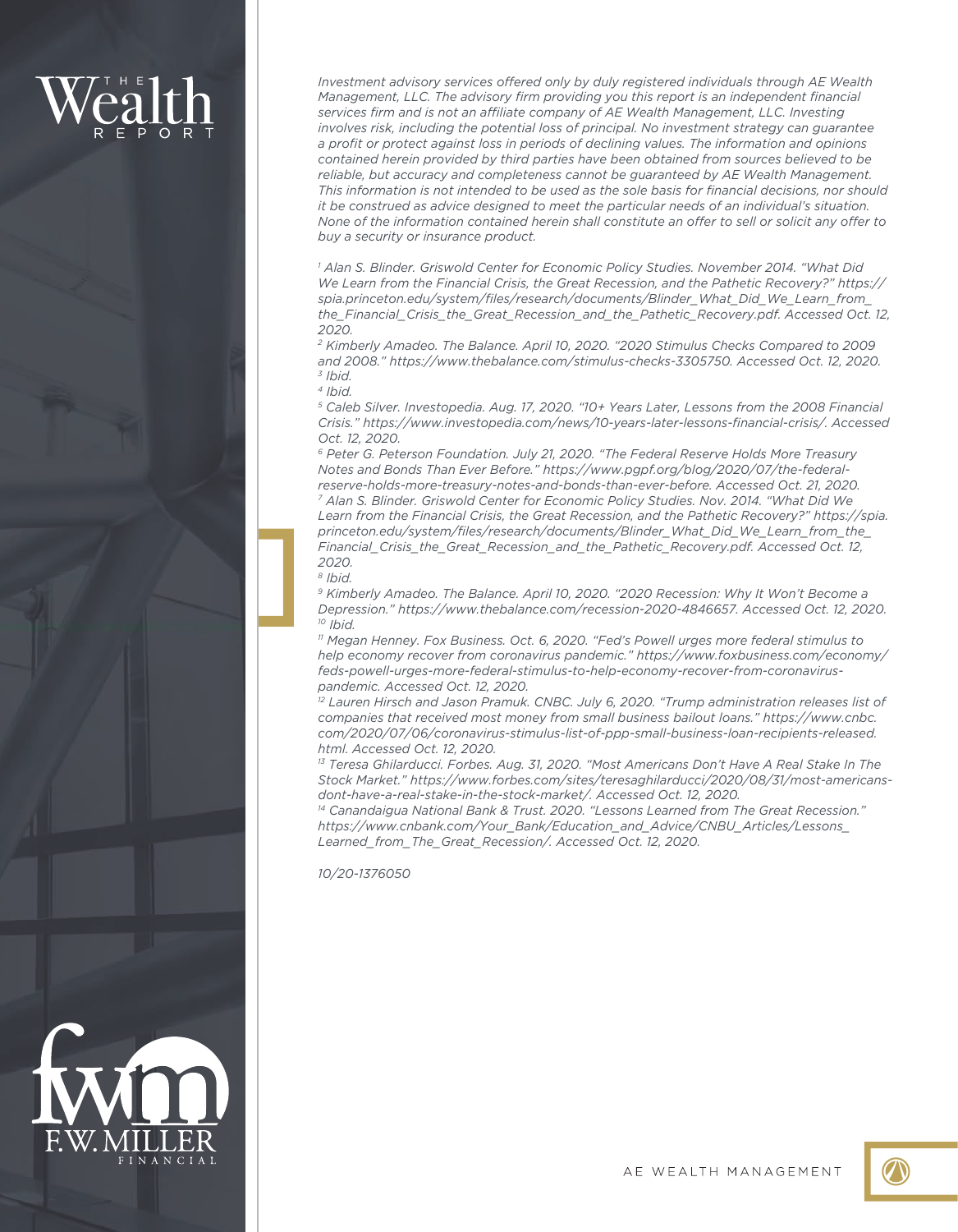*Investment advisory services offered only by duly registered individuals through AE Wealth Management, LLC. The advisory firm providing you this report is an independent financial services firm and is not an affiliate company of AE Wealth Management, LLC. Investing involves risk, including the potential loss of principal. No investment strategy can guarantee a profit or protect against loss in periods of declining values. The information and opinions contained herein provided by third parties have been obtained from sources believed to be reliable, but accuracy and completeness cannot be guaranteed by AE Wealth Management. This information is not intended to be used as the sole basis for financial decisions, nor should it be construed as advice designed to meet the particular needs of an individual's situation. None of the information contained herein shall constitute an offer to sell or solicit any offer to buy a security or insurance product.*

*[1] Alan S. Blinder. Griswold Center for Economic Policy Studies. November 2014. "What Did We Learn from the Financial Crisis, the Great Recession, and the Pathetic Recovery?" https://spia.princeton.edu/system/files/research/documents/Blinder_What_Did_We_Learn_from_the_Financial_Crisis_the_Great_Recession_and_the_Pathetic_Recovery.pdf. Accessed Oct. 12, 2020.*
*[2] Kimberly Amadeo. The Balance. April 10, 2020. "2020 Stimulus Checks Compared to 2009 and 2008." https://www.thebalance.com/stimulus-checks-3305750. Accessed Oct. 12, 2020.*
*[3] Ibid.*
*[4] Ibid.*
*[5] Caleb Silver. Investopedia. Aug. 17, 2020. "10+ Years Later, Lessons from the 2008 Financial Crisis." https://www.investopedia.com/news/10-years-later-lessons-financial-crisis/. Accessed Oct. 12, 2020.*
*[6] Peter G. Peterson Foundation. July 21, 2020. "The Federal Reserve Holds More Treasury Notes and Bonds Than Ever Before." https://www.pgpf.org/blog/2020/07/the-federal-reserve-holds-more-treasury-notes-and-bonds-than-ever-before. Accessed Oct. 21, 2020.*
*[7] Alan S. Blinder. Griswold Center for Economic Policy Studies. Nov. 2014. "What Did We Learn from the Financial Crisis, the Great Recession, and the Pathetic Recovery?" https://spia.princeton.edu/system/files/research/documents/Blinder_What_Did_We_Learn_from_the_Financial_Crisis_the_Great_Recession_and_the_Pathetic_Recovery.pdf. Accessed Oct. 12, 2020.*
*[8] Ibid.*
*[9] Kimberly Amadeo. The Balance. April 10, 2020. "2020 Recession: Why It Won't Become a Depression." https://www.thebalance.com/recession-2020-4846657. Accessed Oct. 12, 2020.*
*[10] Ibid.*
*[11] Megan Henney. Fox Business. Oct. 6, 2020. "Fed's Powell urges more federal stimulus to help economy recover from coronavirus pandemic." https://www.foxbusiness.com/economy/feds-powell-urges-more-federal-stimulus-to-help-economy-recover-from-coronavirus-pandemic. Accessed Oct. 12, 2020.*
*[12] Lauren Hirsch and Jason Pramuk. CNBC. July 6, 2020. "Trump administration releases list of companies that received most money from small business bailout loans." https://www.cnbc.com/2020/07/06/coronavirus-stimulus-list-of-ppp-small-business-loan-recipients-released.html. Accessed Oct. 12, 2020.*
*[13] Teresa Ghilarducci. Forbes. Aug. 31, 2020. "Most Americans Don't Have A Real Stake In The Stock Market." https://www.forbes.com/sites/teresaghilarducci/2020/08/31/most-americans-dont-have-a-real-stake-in-the-stock-market/. Accessed Oct. 12, 2020.*
*[14] Canandaigua National Bank & Trust. 2020. "Lessons Learned from The Great Recession." https://www.cnbank.com/Your_Bank/Education_and_Advice/CNBU_Articles/Lessons_Learned_from_The_Great_Recession/. Accessed Oct. 12, 2020.*

*10/20-1376050*